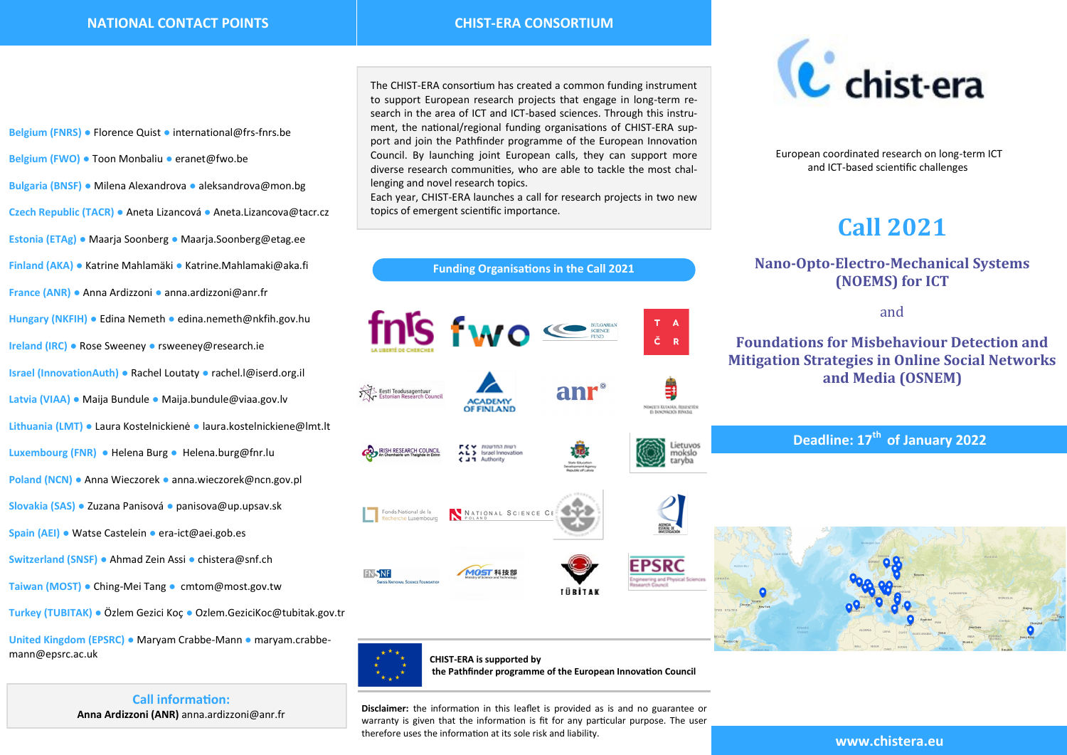## NATIONAL CONTACT POINTS

**Belgium (FNRS)** • Florence Quist • international@frs-fnrs.be

**Belgium (FWO)** • Toon Monbaliu • eranet@fwo.be

**Bulgaria (BNSF)** • Milena Alexandrova • aleksandrova@mon.bg

**Czech Republic (TACR)** • Aneta Lizancová • Aneta.Lizancova@tacr.cz

**Estonia (ETAg)** • Maarja Soonberg • Maarja.Soonberg@etag.ee

**Finland (AKA)** • Katrine Mahlamäki • Katrine.Mahlamaki@aka.fi

**France (ANR)** • Anna Ardizzoni • anna.ardizzoni@anr.fr

**Hungary (NKFIH)** • Edina Nemeth • edina.nemeth@nkfih.gov.hu

**Ireland (IRC)** • Rose Sweeney • rsweeney@research.ie

**Israel (InnovationAuth)** • Rachel Loutaty • rachel.l@iserd.org.il

**Latvia (VIAA)** • Maija Bundule • Maija.bundule@viaa.gov.lv

**Lithuania (LMT)** • Laura Kostelnickienė • laura.kostelnickiene@lmt.lt

**Luxembourg (FNR)** • Helena Burg • Helena.burg@fnr.lu

**Poland (NCN)** • Anna Wieczorek • anna.wieczorek@ncn.gov.pl

**Slovakia (SAS)** • Zuzana Panisová • panisova@up.upsav.sk

**Spain (AEI)** • Watse Castelein • era-ict@aei.gob.es

**Switzerland (SNSF)** • Ahmad Zein Assi • chistera@snf.ch

**Taiwan (MOST)** • Ching-Mei Tang • cmtom@most.gov.tw

**Turkey (TUBITAK)** • Özlem Gezici Koç • Ozlem.GeziciKoc@tubitak.gov.tr

**United Kingdom (EPSRC)** • Maryam Crabbe-Mann • maryam.crabbe-mann@epsrc.ac.uk

**Call information:**
**Anna Ardizzoni (ANR)** anna.ardizzoni@anr.fr

## CHIST-ERA CONSORTIUM

The CHIST-ERA consortium has created a common funding instrument to support European research projects that engage in long-term research in the area of ICT and ICT-based sciences. Through this instrument, the national/regional funding organisations of CHIST-ERA support and join the Pathfinder programme of the European Innovation Council. By launching joint European calls, they can support more diverse research communities, who are able to tackle the most challenging and novel research topics.
Each year, CHIST-ERA launches a call for research projects in two new topics of emergent scientific importance.

**Funding Organisations in the Call 2021**

**CHIST-ERA is supported by the Pathfinder programme of the European Innovation Council**

**Disclaimer:** the information in this leaflet is provided as is and no guarantee or warranty is given that the information is fit for any particular purpose. The user therefore uses the information at its sole risk and liability.

chist-era

European coordinated research on long-term ICT and ICT-based scientific challenges

# Call 2021

## Nano-Opto-Electro-Mechanical Systems (NOEMS) for ICT

and

## Foundations for Misbehaviour Detection and Mitigation Strategies in Online Social Networks and Media (OSNEM)

**Deadline: 17th of January 2022**

**www.chistera.eu**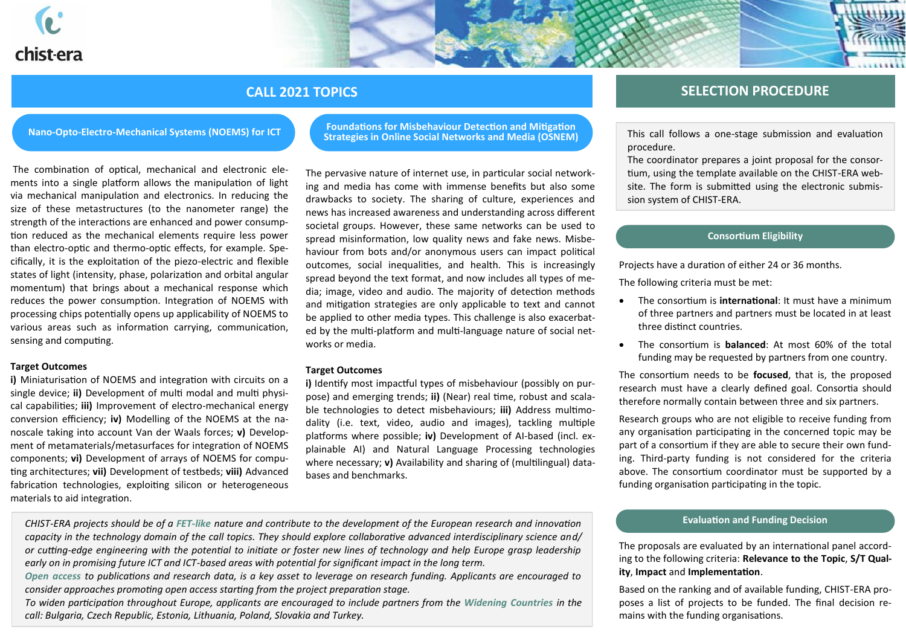## CALL 2021 TOPICS

### Nano-Opto-Electro-Mechanical Systems (NOEMS) for ICT

The combination of optical, mechanical and electronic elements into a single platform allows the manipulation of light via mechanical manipulation and electronics. In reducing the size of these metastructures (to the nanometer range) the strength of the interactions are enhanced and power consumption reduced as the mechanical elements require less power than electro-optic and thermo-optic effects, for example. Specifically, it is the exploitation of the piezo-electric and flexible states of light (intensity, phase, polarization and orbital angular momentum) that brings about a mechanical response which reduces the power consumption. Integration of NOEMS with processing chips potentially opens up applicability of NOEMS to various areas such as information carrying, communication, sensing and computing.

**Target Outcomes**

**i)** Miniaturisation of NOEMS and integration with circuits on a single device; **ii)** Development of multi modal and multi physical capabilities; **iii)** Improvement of electro-mechanical energy conversion efficiency; **iv)** Modelling of the NOEMS at the nanoscale taking into account Van der Waals forces; **v)** Development of metamaterials/metasurfaces for integration of NOEMS components; **vi)** Development of arrays of NOEMS for computing architectures; **vii)** Development of testbeds; **viii)** Advanced fabrication technologies, exploiting silicon or heterogeneous materials to aid integration.

### Foundations for Misbehaviour Detection and Mitigation Strategies in Online Social Networks and Media (OSNEM)

The pervasive nature of internet use, in particular social networking and media has come with immense benefits but also some drawbacks to society. The sharing of culture, experiences and news has increased awareness and understanding across different societal groups. However, these same networks can be used to spread misinformation, low quality news and fake news. Misbehaviour from bots and/or anonymous users can impact political outcomes, social inequalities, and health. This is increasingly spread beyond the text format, and now includes all types of media; image, video and audio. The majority of detection methods and mitigation strategies are only applicable to text and cannot be applied to other media types. This challenge is also exacerbated by the multi-platform and multi-language nature of social networks or media.

**Target Outcomes**

**i)** Identify most impactful types of misbehaviour (possibly on purpose) and emerging trends; **ii)** (Near) real time, robust and scalable technologies to detect misbehaviours; **iii)** Address multimodality (i.e. text, video, audio and images), tackling multiple platforms where possible; **iv)** Development of AI-based (incl. explainable AI) and Natural Language Processing technologies where necessary; **v)** Availability and sharing of (multilingual) databases and benchmarks.

*CHIST-ERA projects should be of a FET-like nature and contribute to the development of the European research and innovation capacity in the technology domain of the call topics. They should explore collaborative advanced interdisciplinary science and/ or cutting-edge engineering with the potential to initiate or foster new lines of technology and help Europe grasp leadership early on in promising future ICT and ICT-based areas with potential for significant impact in the long term.*

*Open access to publications and research data, is a key asset to leverage on research funding. Applicants are encouraged to consider approaches promoting open access starting from the project preparation stage.*

*To widen participation throughout Europe, applicants are encouraged to include partners from the Widening Countries in the call: Bulgaria, Czech Republic, Estonia, Lithuania, Poland, Slovakia and Turkey.*

## SELECTION PROCEDURE

This call follows a one-stage submission and evaluation procedure.
The coordinator prepares a joint proposal for the consortium, using the template available on the CHIST-ERA website. The form is submitted using the electronic submission system of CHIST-ERA.

### Consortium Eligibility

Projects have a duration of either 24 or 36 months.

The following criteria must be met:

- The consortium is **international**: It must have a minimum of three partners and partners must be located in at least three distinct countries.
- The consortium is **balanced**: At most 60% of the total funding may be requested by partners from one country.

The consortium needs to be **focused**, that is, the proposed research must have a clearly defined goal. Consortia should therefore normally contain between three and six partners.

Research groups who are not eligible to receive funding from any organisation participating in the concerned topic may be part of a consortium if they are able to secure their own funding. Third-party funding is not considered for the criteria above. The consortium coordinator must be supported by a funding organisation participating in the topic.

### Evaluation and Funding Decision

The proposals are evaluated by an international panel according to the following criteria: **Relevance to the Topic**, **S/T Quality**, **Impact** and **Implementation**.

Based on the ranking and of available funding, CHIST-ERA proposes a list of projects to be funded. The final decision remains with the funding organisations.